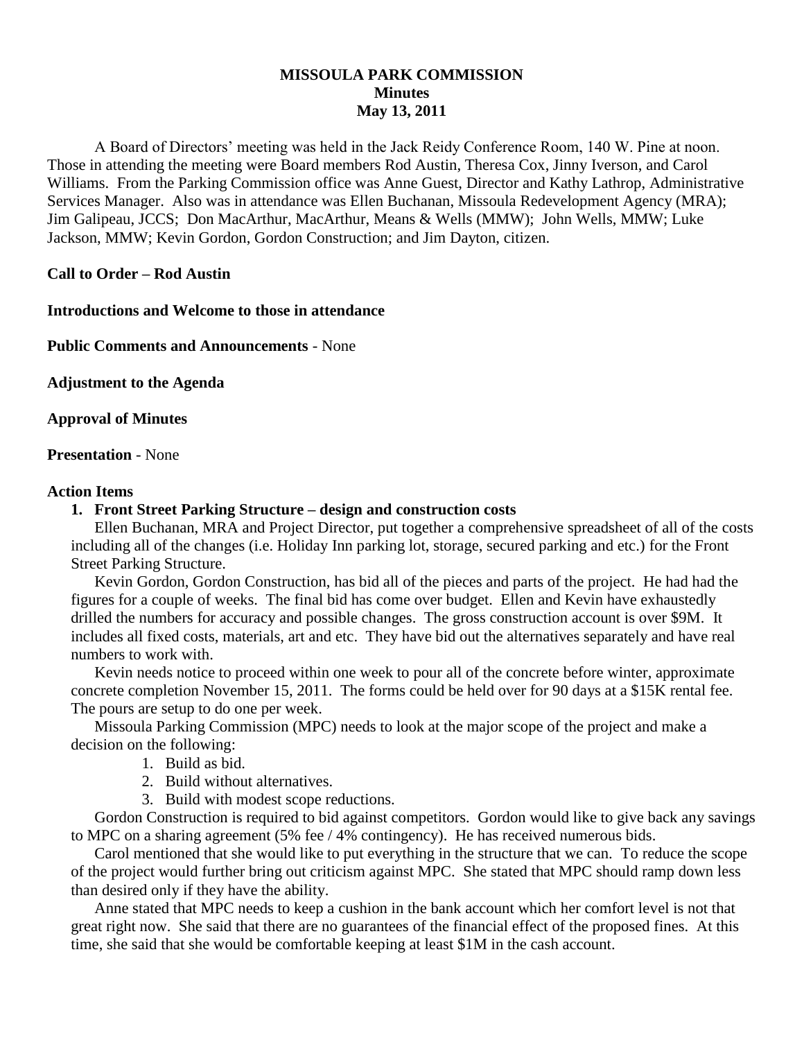**MISSOULA PARK COMMISSION**
**Minutes**
**May 13, 2011**

A Board of Directors' meeting was held in the Jack Reidy Conference Room, 140 W. Pine at noon. Those in attending the meeting were Board members Rod Austin, Theresa Cox, Jinny Iverson, and Carol Williams. From the Parking Commission office was Anne Guest, Director and Kathy Lathrop, Administrative Services Manager. Also was in attendance was Ellen Buchanan, Missoula Redevelopment Agency (MRA); Jim Galipeau, JCCS; Don MacArthur, MacArthur, Means & Wells (MMW); John Wells, MMW; Luke Jackson, MMW; Kevin Gordon, Gordon Construction; and Jim Dayton, citizen.

**Call to Order – Rod Austin**

**Introductions and Welcome to those in attendance**

**Public Comments and Announcements** - None

**Adjustment to the Agenda**

**Approval of Minutes**

**Presentation** - None

**Action Items**

1. **Front Street Parking Structure – design and construction costs**

   Ellen Buchanan, MRA and Project Director, put together a comprehensive spreadsheet of all of the costs including all of the changes (i.e. Holiday Inn parking lot, storage, secured parking and etc.) for the Front Street Parking Structure.

   Kevin Gordon, Gordon Construction, has bid all of the pieces and parts of the project. He had had the figures for a couple of weeks. The final bid has come over budget. Ellen and Kevin have exhaustedly drilled the numbers for accuracy and possible changes. The gross construction account is over $9M. It includes all fixed costs, materials, art and etc. They have bid out the alternatives separately and have real numbers to work with.

   Kevin needs notice to proceed within one week to pour all of the concrete before winter, approximate concrete completion November 15, 2011. The forms could be held over for 90 days at a $15K rental fee. The pours are setup to do one per week.

   Missoula Parking Commission (MPC) needs to look at the major scope of the project and make a decision on the following:

   1. Build as bid.
   2. Build without alternatives.
   3. Build with modest scope reductions.

   Gordon Construction is required to bid against competitors. Gordon would like to give back any savings to MPC on a sharing agreement (5% fee / 4% contingency). He has received numerous bids.

   Carol mentioned that she would like to put everything in the structure that we can. To reduce the scope of the project would further bring out criticism against MPC. She stated that MPC should ramp down less than desired only if they have the ability.

   Anne stated that MPC needs to keep a cushion in the bank account which her comfort level is not that great right now. She said that there are no guarantees of the financial effect of the proposed fines. At this time, she said that she would be comfortable keeping at least $1M in the cash account.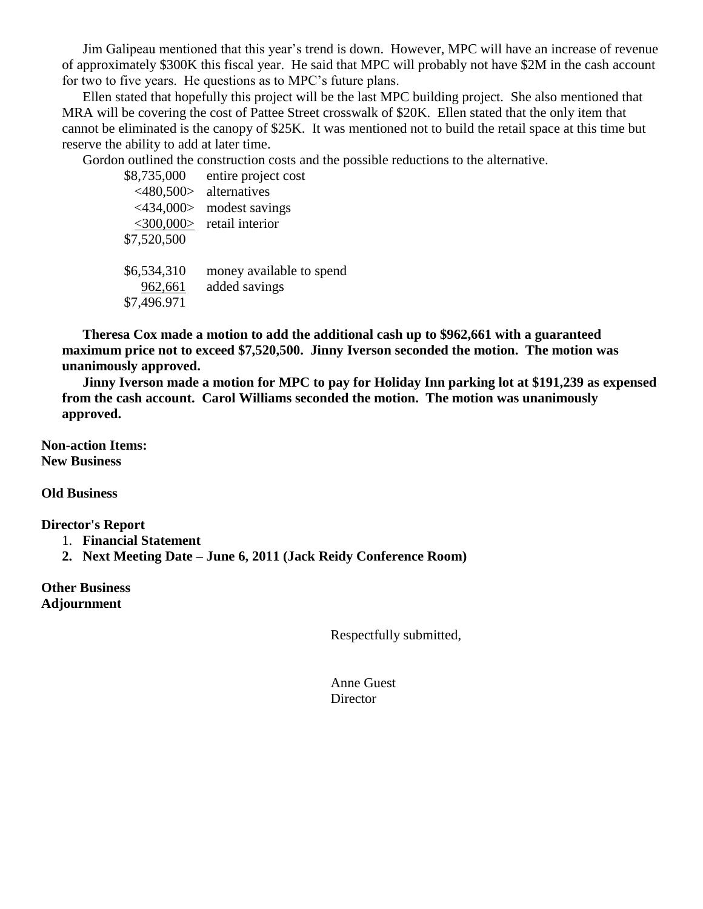Jim Galipeau mentioned that this year's trend is down. However, MPC will have an increase of revenue of approximately $300K this fiscal year. He said that MPC will probably not have $2M in the cash account for two to five years. He questions as to MPC's future plans.

Ellen stated that hopefully this project will be the last MPC building project. She also mentioned that MRA will be covering the cost of Pattee Street crosswalk of $20K. Ellen stated that the only item that cannot be eliminated is the canopy of $25K. It was mentioned not to build the retail space at this time but reserve the ability to add at later time.

Gordon outlined the construction costs and the possible reductions to the alternative.

| | |
|---|---|
| $8,735,000 | entire project cost |
| <480,500> | alternatives |
| <434,000> | modest savings |
| <300,000> | retail interior |
| $7,520,500 | |
| | |
| $6,534,310 | money available to spend |
| 962,661 | added savings |
| $7,496.971 | |

**Theresa Cox made a motion to add the additional cash up to $962,661 with a guaranteed maximum price not to exceed $7,520,500. Jinny Iverson seconded the motion. The motion was unanimously approved.**

**Jinny Iverson made a motion for MPC to pay for Holiday Inn parking lot at $191,239 as expensed from the cash account. Carol Williams seconded the motion. The motion was unanimously approved.**

**Non-action Items:**
**New Business**

**Old Business**

**Director's Report**

1. **Financial Statement**
2. **Next Meeting Date – June 6, 2011 (Jack Reidy Conference Room)**

**Other Business**
**Adjournment**

Respectfully submitted,

Anne Guest
Director